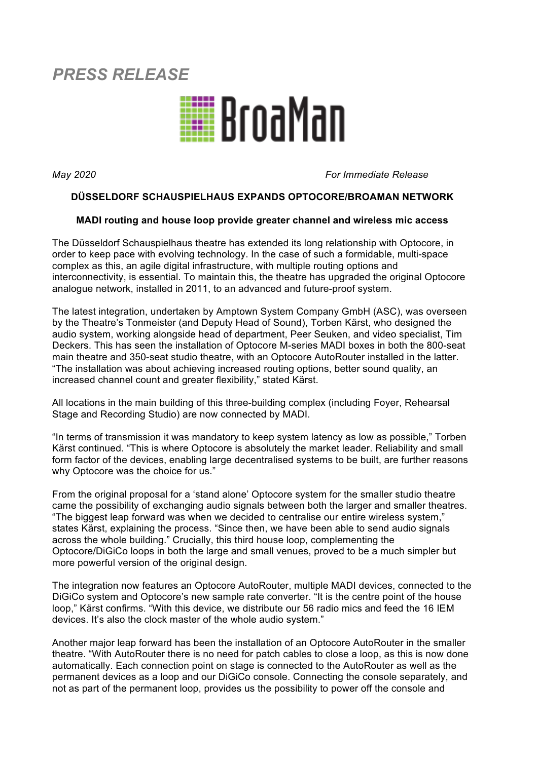*PRESS RELEASE*

BroaMan

*May 2020* *For Immediate Release*

**DÜSSELDORF SCHAUSPIELHAUS EXPANDS OPTOCORE/BROAMAN NETWORK**

**MADI routing and house loop provide greater channel and wireless mic access**

The Düsseldorf Schauspielhaus theatre has extended its long relationship with Optocore, in order to keep pace with evolving technology. In the case of such a formidable, multi-space complex as this, an agile digital infrastructure, with multiple routing options and interconnectivity, is essential. To maintain this, the theatre has upgraded the original Optocore analogue network, installed in 2011, to an advanced and future-proof system.

The latest integration, undertaken by Amptown System Company GmbH (ASC), was overseen by the Theatre's Tonmeister (and Deputy Head of Sound), Torben Kärst, who designed the audio system, working alongside head of department, Peer Seuken, and video specialist, Tim Deckers. This has seen the installation of Optocore M-series MADI boxes in both the 800-seat main theatre and 350-seat studio theatre, with an Optocore AutoRouter installed in the latter. "The installation was about achieving increased routing options, better sound quality, an increased channel count and greater flexibility," stated Kärst.

All locations in the main building of this three-building complex (including Foyer, Rehearsal Stage and Recording Studio) are now connected by MADI.

"In terms of transmission it was mandatory to keep system latency as low as possible," Torben Kärst continued. "This is where Optocore is absolutely the market leader. Reliability and small form factor of the devices, enabling large decentralised systems to be built, are further reasons why Optocore was the choice for us."

From the original proposal for a 'stand alone' Optocore system for the smaller studio theatre came the possibility of exchanging audio signals between both the larger and smaller theatres. "The biggest leap forward was when we decided to centralise our entire wireless system," states Kärst, explaining the process. "Since then, we have been able to send audio signals across the whole building." Crucially, this third house loop, complementing the Optocore/DiGiCo loops in both the large and small venues, proved to be a much simpler but more powerful version of the original design.

The integration now features an Optocore AutoRouter, multiple MADI devices, connected to the DiGiCo system and Optocore's new sample rate converter. "It is the centre point of the house loop," Kärst confirms. "With this device, we distribute our 56 radio mics and feed the 16 IEM devices. It's also the clock master of the whole audio system."

Another major leap forward has been the installation of an Optocore AutoRouter in the smaller theatre. "With AutoRouter there is no need for patch cables to close a loop, as this is now done automatically. Each connection point on stage is connected to the AutoRouter as well as the permanent devices as a loop and our DiGiCo console. Connecting the console separately, and not as part of the permanent loop, provides us the possibility to power off the console and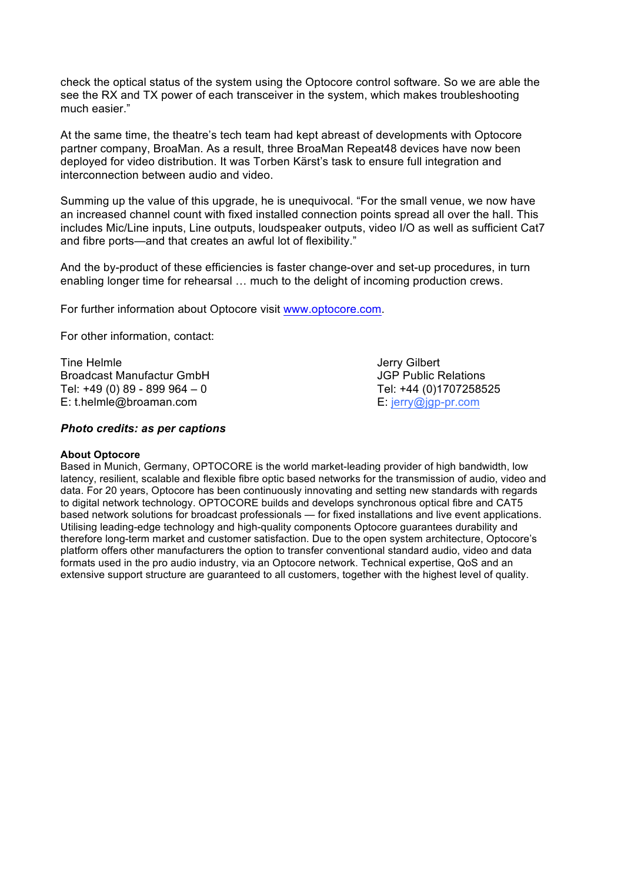check the optical status of the system using the Optocore control software. So we are able the see the RX and TX power of each transceiver in the system, which makes troubleshooting much easier."

At the same time, the theatre's tech team had kept abreast of developments with Optocore partner company, BroaMan. As a result, three BroaMan Repeat48 devices have now been deployed for video distribution. It was Torben Kärst's task to ensure full integration and interconnection between audio and video.

Summing up the value of this upgrade, he is unequivocal. "For the small venue, we now have an increased channel count with fixed installed connection points spread all over the hall. This includes Mic/Line inputs, Line outputs, loudspeaker outputs, video I/O as well as sufficient Cat7 and fibre ports—and that creates an awful lot of flexibility."

And the by-product of these efficiencies is faster change-over and set-up procedures, in turn enabling longer time for rehearsal … much to the delight of incoming production crews.

For further information about Optocore visit [www.optocore.com](http://www.optocore.com).

For other information, contact:

Tine Helmle
Broadcast Manufactur GmbH
Tel: +49 (0) 89 - 899 964 – 0
E: t.helmle@broaman.com

Jerry Gilbert
JGP Public Relations
Tel: +44 (0)1707258525
E: [jerry@jgp-pr.com](mailto:jerry@jgp-pr.com)

***Photo credits: as per captions***

**About Optocore**
Based in Munich, Germany, OPTOCORE is the world market-leading provider of high bandwidth, low latency, resilient, scalable and flexible fibre optic based networks for the transmission of audio, video and data. For 20 years, Optocore has been continuously innovating and setting new standards with regards to digital network technology. OPTOCORE builds and develops synchronous optical fibre and CAT5 based network solutions for broadcast professionals — for fixed installations and live event applications. Utilising leading-edge technology and high-quality components Optocore guarantees durability and therefore long-term market and customer satisfaction. Due to the open system architecture, Optocore's platform offers other manufacturers the option to transfer conventional standard audio, video and data formats used in the pro audio industry, via an Optocore network. Technical expertise, QoS and an extensive support structure are guaranteed to all customers, together with the highest level of quality.